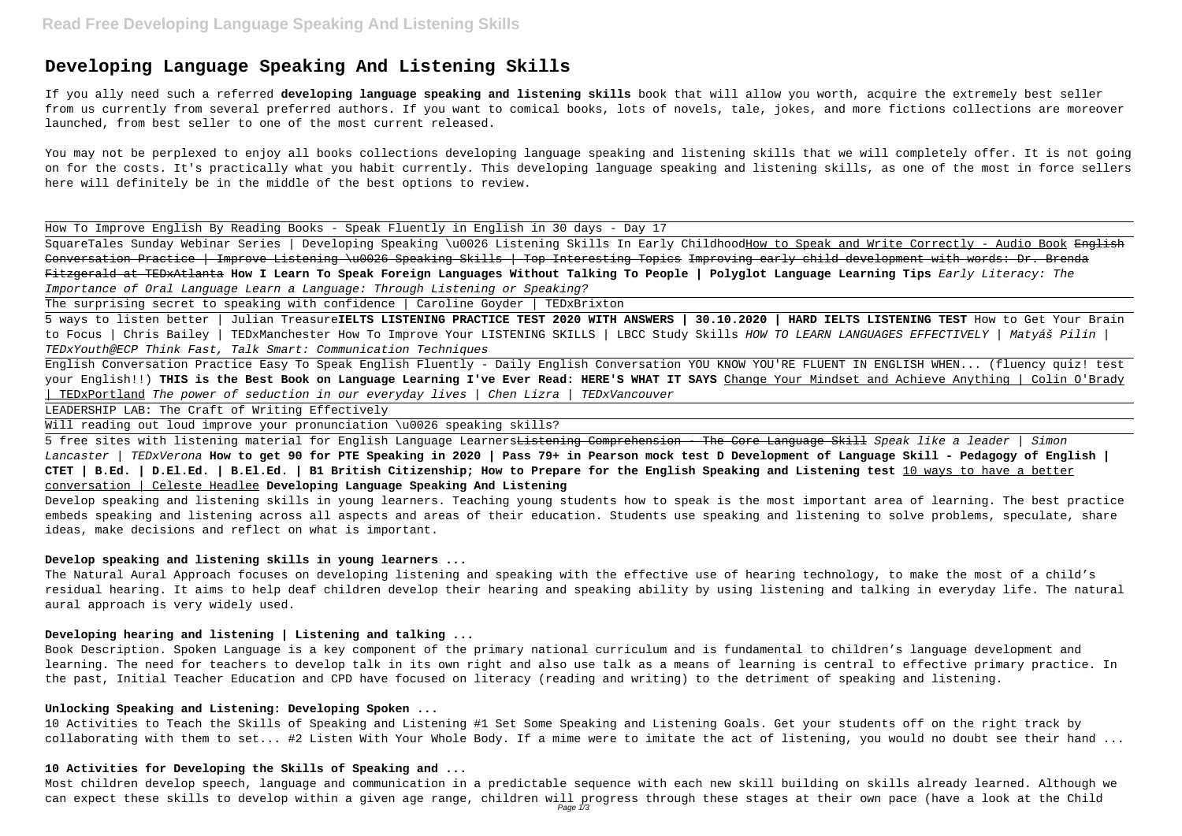# Developing Language Speaking And Listening Skills

If you ally need such a referred **developing language speaking and listening skills** book that will allow you worth, acquire the extremely best seller from us currently from several preferred authors. If you want to comical books, lots of novels, tale, jokes, and more fictions collections are moreover launched, from best seller to one of the most current released.

You may not be perplexed to enjoy all books collections developing language speaking and listening skills that we will completely offer. It is not going on for the costs. It's practically what you habit currently. This developing language speaking and listening skills, as one of the most in force sellers here will definitely be in the middle of the best options to review.

How To Improve English By Reading Books - Speak Fluently in English in 30 days - Day 17

SquareTales Sunday Webinar Series | Developing Speaking \u0026 Listening Skills In Early ChildhoodHow to Speak and Write Correctly - Audio Book ~~English Conversation Practice | Improve Listening \u0026 Speaking Skills | Top Interesting Topics~~ ~~Improving early child development with words: Dr. Brenda Fitzgerald at TEDxAtlanta~~ **How I Learn To Speak Foreign Languages Without Talking To People | Polyglot Language Learning Tips** *Early Literacy: The Importance of Oral Language Learn a Language: Through Listening or Speaking?*

The surprising secret to speaking with confidence | Caroline Goyder | TEDxBrixton

5 ways to listen better | Julian Treasure**IELTS LISTENING PRACTICE TEST 2020 WITH ANSWERS | 30.10.2020 | HARD IELTS LISTENING TEST** How to Get Your Brain to Focus | Chris Bailey | TEDxManchester How To Improve Your LISTENING SKILLS | LBCC Study Skills *HOW TO LEARN LANGUAGES EFFECTIVELY | Matyáš Pilin | TEDxYouth@ECP Think Fast, Talk Smart: Communication Techniques*

English Conversation Practice Easy To Speak English Fluently - Daily English Conversation YOU KNOW YOU'RE FLUENT IN ENGLISH WHEN... (fluency quiz! test your English!!) **THIS is the Best Book on Language Learning I've Ever Read: HERE'S WHAT IT SAYS** Change Your Mindset and Achieve Anything | Colin O'Brady | TEDxPortland *The power of seduction in our everyday lives | Chen Lizra | TEDxVancouver*

LEADERSHIP LAB: The Craft of Writing Effectively

Will reading out loud improve your pronunciation \u0026 speaking skills?

5 free sites with listening material for English Language Learners~~Listening Comprehension - The Core Language Skill~~ *Speak like a leader | Simon Lancaster | TEDxVerona* **How to get 90 for PTE Speaking in 2020 | Pass 79+ in Pearson mock test D Development of Language Skill - Pedagogy of English | CTET | B.Ed. | D.El.Ed. | B.El.Ed. | B1 British Citizenship; How to Prepare for the English Speaking and Listening test** 10 ways to have a better conversation | Celeste Headlee **Developing Language Speaking And Listening**

Develop speaking and listening skills in young learners. Teaching young students how to speak is the most important area of learning. The best practice embeds speaking and listening across all aspects and areas of their education. Students use speaking and listening to solve problems, speculate, share ideas, make decisions and reflect on what is important.

### Develop speaking and listening skills in young learners ...

The Natural Aural Approach focuses on developing listening and speaking with the effective use of hearing technology, to make the most of a child's residual hearing. It aims to help deaf children develop their hearing and speaking ability by using listening and talking in everyday life. The natural aural approach is very widely used.

### Developing hearing and listening | Listening and talking ...

Book Description. Spoken Language is a key component of the primary national curriculum and is fundamental to children's language development and learning. The need for teachers to develop talk in its own right and also use talk as a means of learning is central to effective primary practice. In the past, Initial Teacher Education and CPD have focused on literacy (reading and writing) to the detriment of speaking and listening.

### Unlocking Speaking and Listening: Developing Spoken ...

10 Activities to Teach the Skills of Speaking and Listening #1 Set Some Speaking and Listening Goals. Get your students off on the right track by collaborating with them to set... #2 Listen With Your Whole Body. If a mime were to imitate the act of listening, you would no doubt see their hand ...

### 10 Activities for Developing the Skills of Speaking and ...

Most children develop speech, language and communication in a predictable sequence with each new skill building on skills already learned. Although we can expect these skills to develop within a given age range, children will progress through these stages at their own pace (have a look at the Child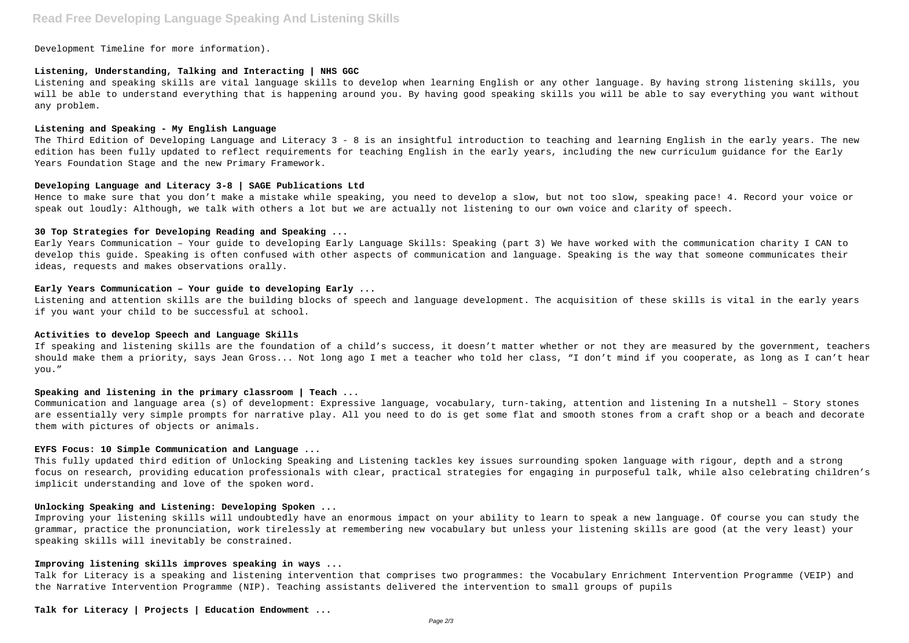Development Timeline for more information).

**Listening, Understanding, Talking and Interacting | NHS GGC**

Listening and speaking skills are vital language skills to develop when learning English or any other language. By having strong listening skills, you will be able to understand everything that is happening around you. By having good speaking skills you will be able to say everything you want without any problem.

**Listening and Speaking - My English Language**

The Third Edition of Developing Language and Literacy 3 - 8 is an insightful introduction to teaching and learning English in the early years. The new edition has been fully updated to reflect requirements for teaching English in the early years, including the new curriculum guidance for the Early Years Foundation Stage and the new Primary Framework.

**Developing Language and Literacy 3-8 | SAGE Publications Ltd**

Hence to make sure that you don't make a mistake while speaking, you need to develop a slow, but not too slow, speaking pace! 4. Record your voice or speak out loudly: Although, we talk with others a lot but we are actually not listening to our own voice and clarity of speech.

**30 Top Strategies for Developing Reading and Speaking ...**

Early Years Communication – Your guide to developing Early Language Skills: Speaking (part 3) We have worked with the communication charity I CAN to develop this guide. Speaking is often confused with other aspects of communication and language. Speaking is the way that someone communicates their ideas, requests and makes observations orally.

**Early Years Communication – Your guide to developing Early ...**

Listening and attention skills are the building blocks of speech and language development. The acquisition of these skills is vital in the early years if you want your child to be successful at school.

**Activities to develop Speech and Language Skills**

If speaking and listening skills are the foundation of a child's success, it doesn't matter whether or not they are measured by the government, teachers should make them a priority, says Jean Gross... Not long ago I met a teacher who told her class, "I don't mind if you cooperate, as long as I can't hear you."

**Speaking and listening in the primary classroom | Teach ...**

Communication and language area (s) of development: Expressive language, vocabulary, turn-taking, attention and listening In a nutshell – Story stones are essentially very simple prompts for narrative play. All you need to do is get some flat and smooth stones from a craft shop or a beach and decorate them with pictures of objects or animals.

**EYFS Focus: 10 Simple Communication and Language ...**

This fully updated third edition of Unlocking Speaking and Listening tackles key issues surrounding spoken language with rigour, depth and a strong focus on research, providing education professionals with clear, practical strategies for engaging in purposeful talk, while also celebrating children's implicit understanding and love of the spoken word.

**Unlocking Speaking and Listening: Developing Spoken ...**

Improving your listening skills will undoubtedly have an enormous impact on your ability to learn to speak a new language. Of course you can study the grammar, practice the pronunciation, work tirelessly at remembering new vocabulary but unless your listening skills are good (at the very least) your speaking skills will inevitably be constrained.

**Improving listening skills improves speaking in ways ...**

Talk for Literacy is a speaking and listening intervention that comprises two programmes: the Vocabulary Enrichment Intervention Programme (VEIP) and the Narrative Intervention Programme (NIP). Teaching assistants delivered the intervention to small groups of pupils

**Talk for Literacy | Projects | Education Endowment ...**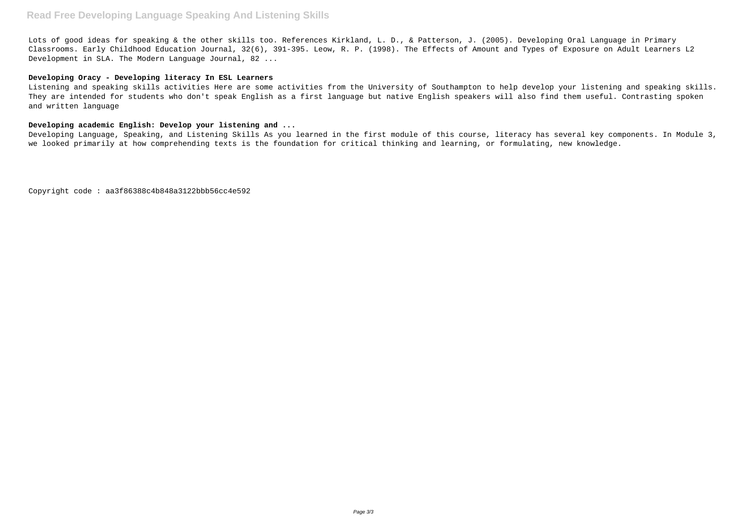Lots of good ideas for speaking & the other skills too. References Kirkland, L. D., & Patterson, J. (2005). Developing Oral Language in Primary Classrooms. Early Childhood Education Journal, 32(6), 391-395. Leow, R. P. (1998). The Effects of Amount and Types of Exposure on Adult Learners L2 Development in SLA. The Modern Language Journal, 82 ...

**Developing Oracy - Developing literacy In ESL Learners**

Listening and speaking skills activities Here are some activities from the University of Southampton to help develop your listening and speaking skills. They are intended for students who don't speak English as a first language but native English speakers will also find them useful. Contrasting spoken and written language

**Developing academic English: Develop your listening and ...**

Developing Language, Speaking, and Listening Skills As you learned in the first module of this course, literacy has several key components. In Module 3, we looked primarily at how comprehending texts is the foundation for critical thinking and learning, or formulating, new knowledge.

Copyright code : aa3f86388c4b848a3122bbb56cc4e592